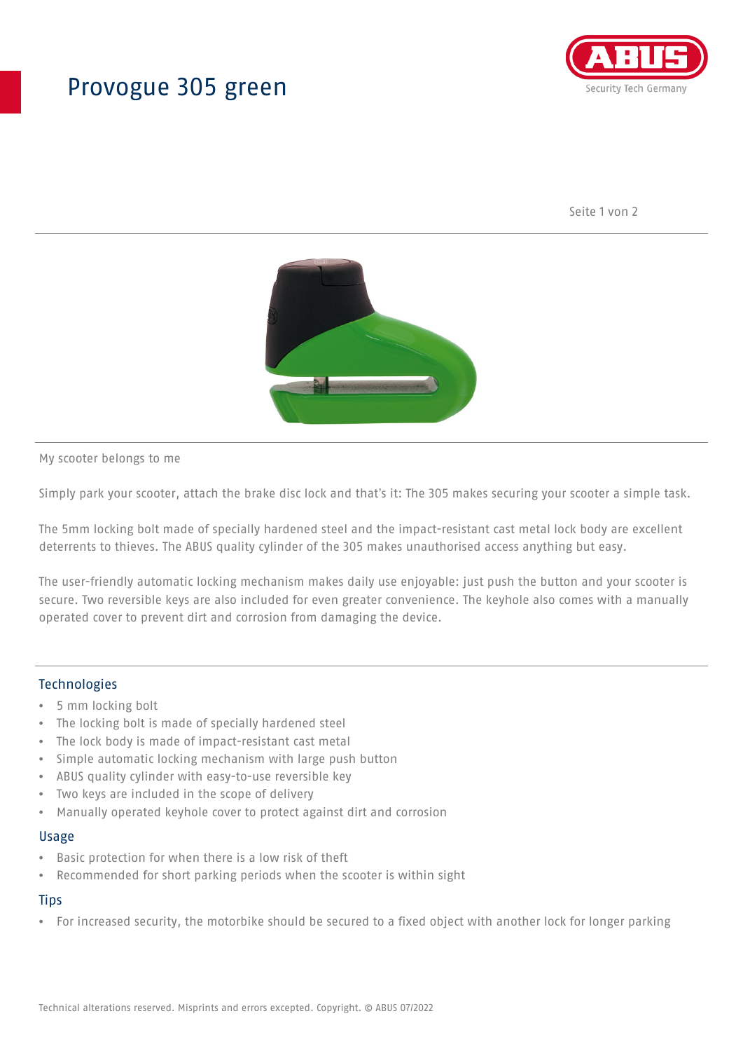# Provogue 305 green

My scooter belongs to me

Simply park your scooter, attach the brake disc lock and that's it: The 305 makes securing your scooter a simple task.

The 5mm locking bolt made of specially hardened steel and the impact-resistant cast metal lock body are excellent deterrents to thieves. The ABUS quality cylinder of the 305 makes unauthorised access anything but easy.

The user-friendly automatic locking mechanism makes daily use enjoyable: just push the button and your scooter is secure. Two reversible keys are also included for even greater convenience. The keyhole also comes with a manually operated cover to prevent dirt and corrosion from damaging the device.

## Technologies

- 5 mm locking bolt
- The locking bolt is made of specially hardened steel
- The lock body is made of impact-resistant cast metal
- Simple automatic locking mechanism with large push button
- ABUS quality cylinder with easy-to-use reversible key
- Two keys are included in the scope of delivery
- Manually operated keyhole cover to protect against dirt and corrosion

## Usage

- Basic protection for when there is a low risk of theft
- Recommended for short parking periods when the scooter is within sight

## Tips

- For increased security, the motorbike should be secured to a fixed object with another lock for longer parking

Technical alterations reserved. Misprints and errors excepted. Copyright. © ABUS 07/2022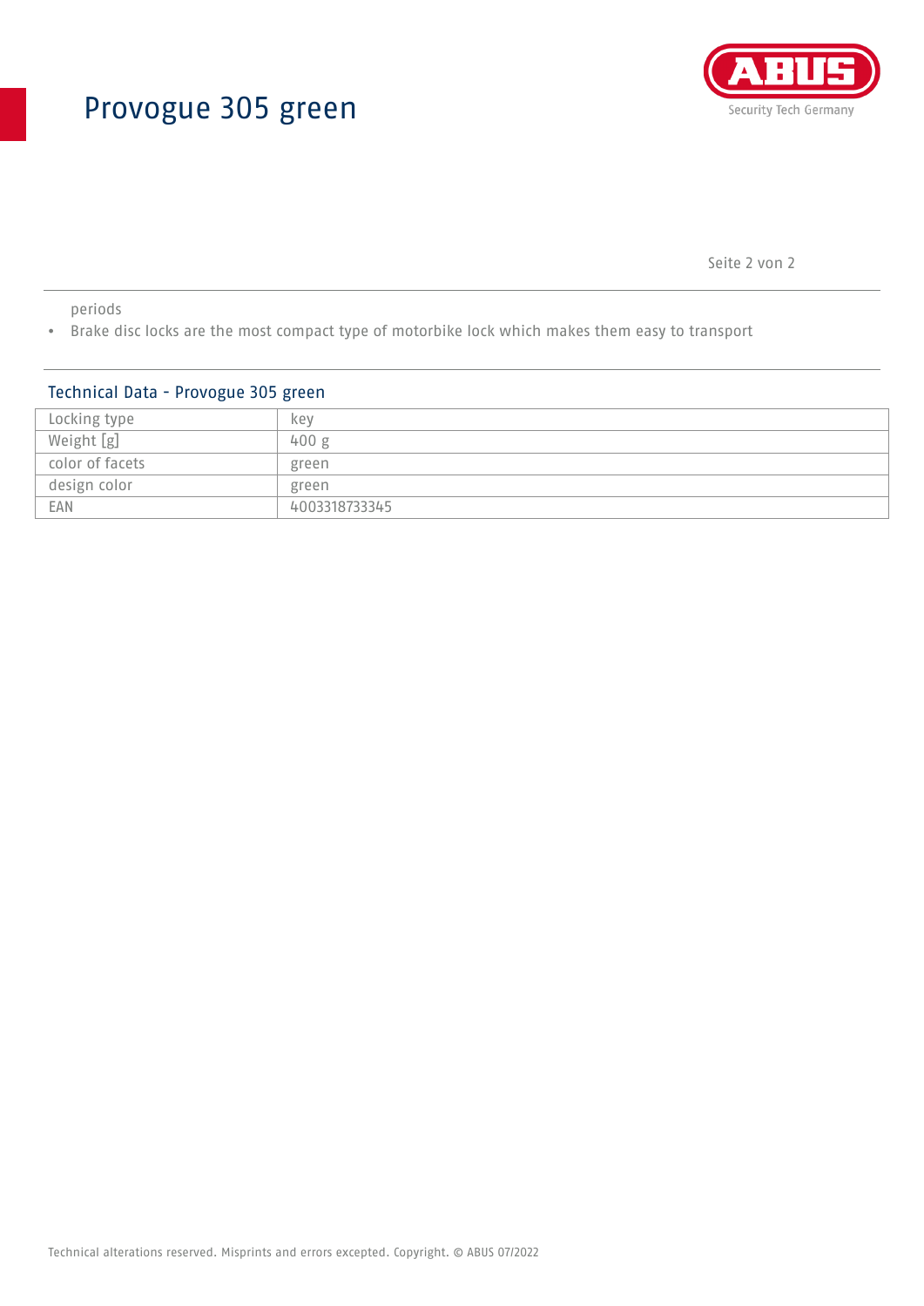periods

- Brake disc locks are the most compact type of motorbike lock which makes them easy to transport

## Technical Data - Provogue 305 green

| | |
|---|---|
| Locking type | key |
| Weight [g] | 400 g |
| color of facets | green |
| design color | green |
| EAN | 4003318733345 |

Technical alterations reserved. Misprints and errors excepted. Copyright. © ABUS 07/2022